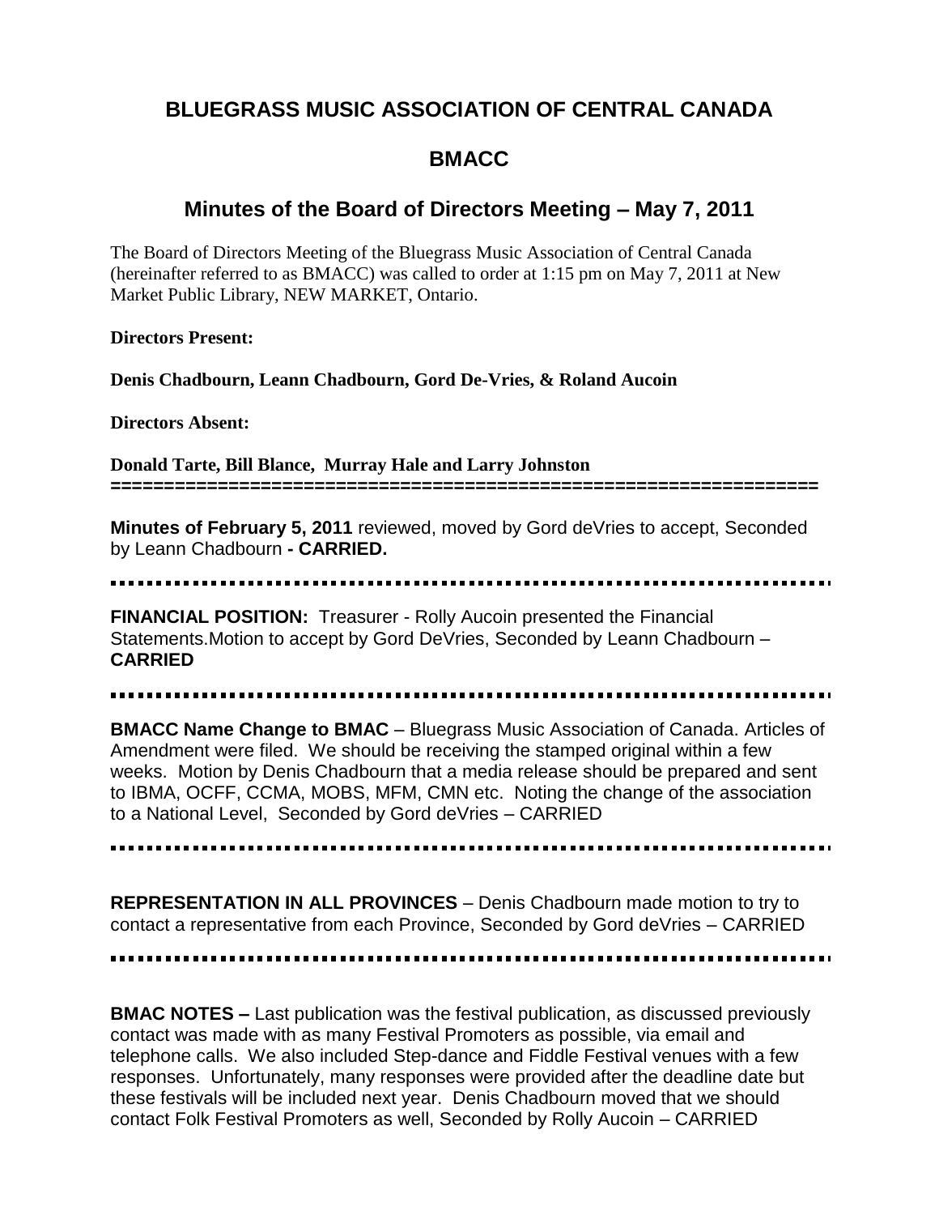# BLUEGRASS MUSIC ASSOCIATION OF CENTRAL CANADA

## BMACC

## Minutes of the Board of Directors Meeting – May 7, 2011

The Board of Directors Meeting of the Bluegrass Music Association of Central Canada (hereinafter referred to as BMACC) was called to order at 1:15 pm on May 7, 2011 at New Market Public Library, NEW MARKET, Ontario.

**Directors Present:**

**Denis Chadbourn, Leann Chadbourn, Gord De-Vries, & Roland Aucoin**

**Directors Absent:**

**Donald Tarte, Bill Blance, Murray Hale and Larry Johnston**

---

**Minutes of February 5, 2011** reviewed, moved by Gord deVries to accept, Seconded by Leann Chadbourn **- CARRIED.**

---

**FINANCIAL POSITION:** Treasurer - Rolly Aucoin presented the Financial Statements.Motion to accept by Gord DeVries, Seconded by Leann Chadbourn – **CARRIED**

---

**BMACC Name Change to BMAC** – Bluegrass Music Association of Canada. Articles of Amendment were filed. We should be receiving the stamped original within a few weeks. Motion by Denis Chadbourn that a media release should be prepared and sent to IBMA, OCFF, CCMA, MOBS, MFM, CMN etc. Noting the change of the association to a National Level, Seconded by Gord deVries – CARRIED

---

**REPRESENTATION IN ALL PROVINCES** – Denis Chadbourn made motion to try to contact a representative from each Province, Seconded by Gord deVries – CARRIED

---

**BMAC NOTES –** Last publication was the festival publication, as discussed previously contact was made with as many Festival Promoters as possible, via email and telephone calls. We also included Step-dance and Fiddle Festival venues with a few responses. Unfortunately, many responses were provided after the deadline date but these festivals will be included next year. Denis Chadbourn moved that we should contact Folk Festival Promoters as well, Seconded by Rolly Aucoin – CARRIED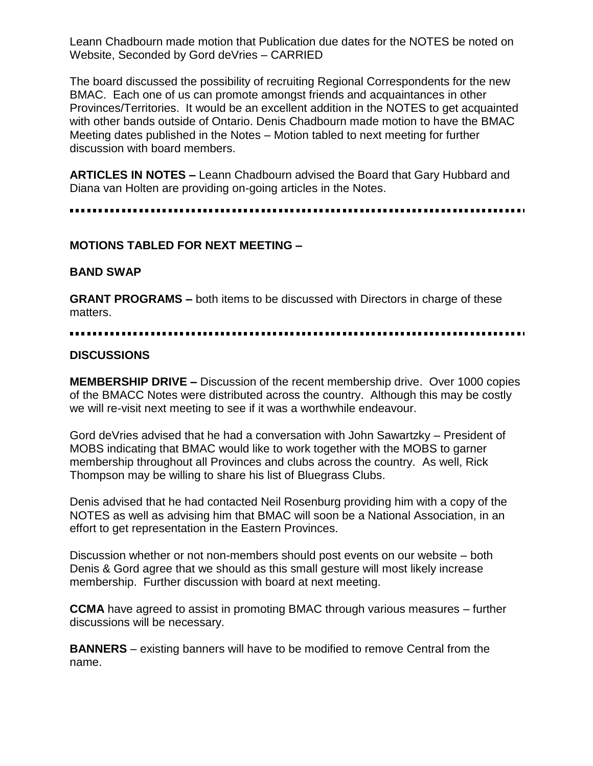Leann Chadbourn made motion that Publication due dates for the NOTES be noted on Website, Seconded by Gord deVries – CARRIED

The board discussed the possibility of recruiting Regional Correspondents for the new BMAC. Each one of us can promote amongst friends and acquaintances in other Provinces/Territories. It would be an excellent addition in the NOTES to get acquainted with other bands outside of Ontario. Denis Chadbourn made motion to have the BMAC Meeting dates published in the Notes – Motion tabled to next meeting for further discussion with board members.

**ARTICLES IN NOTES –** Leann Chadbourn advised the Board that Gary Hubbard and Diana van Holten are providing on-going articles in the Notes.

---

**MOTIONS TABLED FOR NEXT MEETING –**

**BAND SWAP**

**GRANT PROGRAMS –** both items to be discussed with Directors in charge of these matters.

---

**DISCUSSIONS**

**MEMBERSHIP DRIVE –** Discussion of the recent membership drive. Over 1000 copies of the BMACC Notes were distributed across the country. Although this may be costly we will re-visit next meeting to see if it was a worthwhile endeavour.

Gord deVries advised that he had a conversation with John Sawartzky – President of MOBS indicating that BMAC would like to work together with the MOBS to garner membership throughout all Provinces and clubs across the country. As well, Rick Thompson may be willing to share his list of Bluegrass Clubs.

Denis advised that he had contacted Neil Rosenburg providing him with a copy of the NOTES as well as advising him that BMAC will soon be a National Association, in an effort to get representation in the Eastern Provinces.

Discussion whether or not non-members should post events on our website – both Denis & Gord agree that we should as this small gesture will most likely increase membership. Further discussion with board at next meeting.

**CCMA** have agreed to assist in promoting BMAC through various measures – further discussions will be necessary.

**BANNERS** – existing banners will have to be modified to remove Central from the name.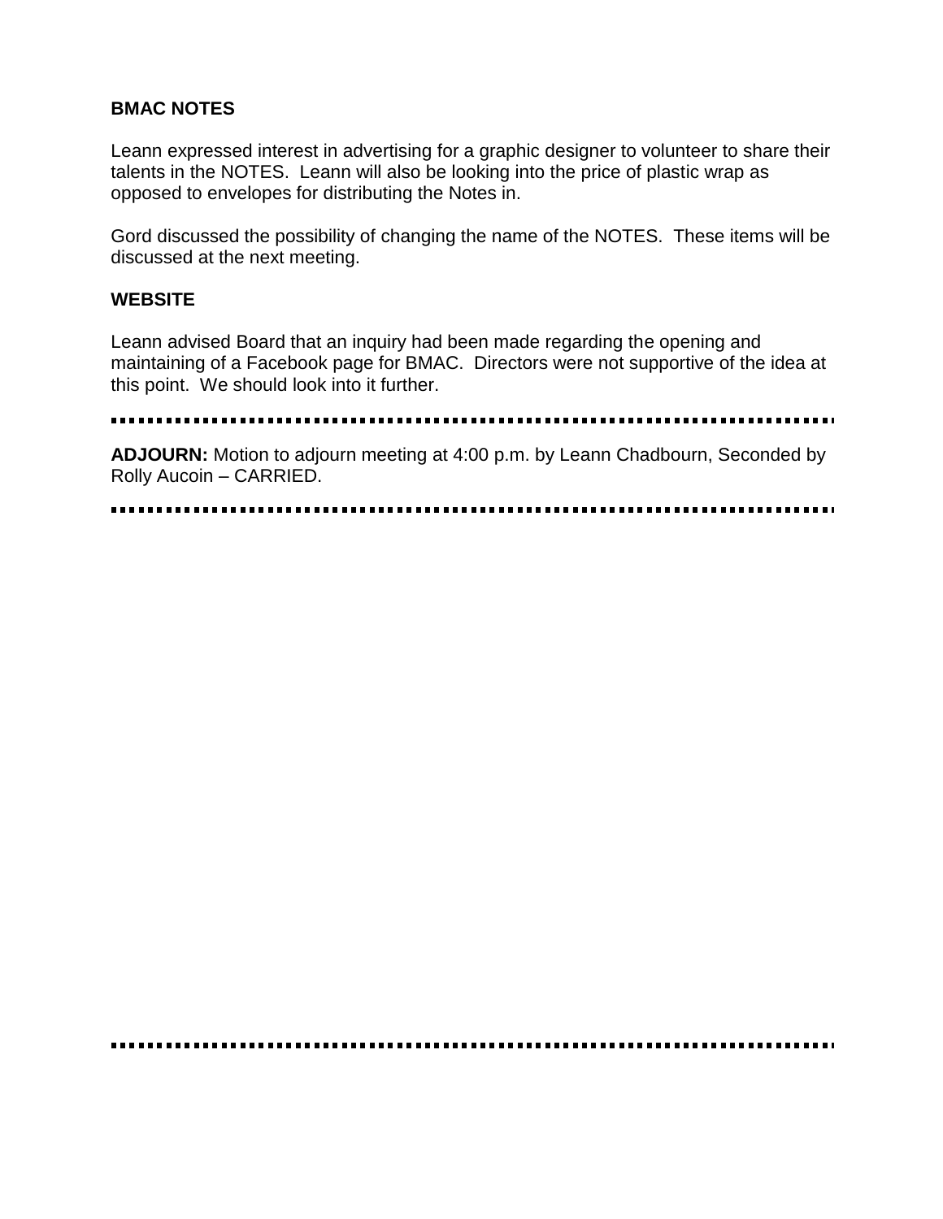**BMAC NOTES**

Leann expressed interest in advertising for a graphic designer to volunteer to share their talents in the NOTES. Leann will also be looking into the price of plastic wrap as opposed to envelopes for distributing the Notes in.

Gord discussed the possibility of changing the name of the NOTES. These items will be discussed at the next meeting.

**WEBSITE**

Leann advised Board that an inquiry had been made regarding the opening and maintaining of a Facebook page for BMAC. Directors were not supportive of the idea at this point. We should look into it further.

---

**ADJOURN:** Motion to adjourn meeting at 4:00 p.m. by Leann Chadbourn, Seconded by Rolly Aucoin – CARRIED.

---